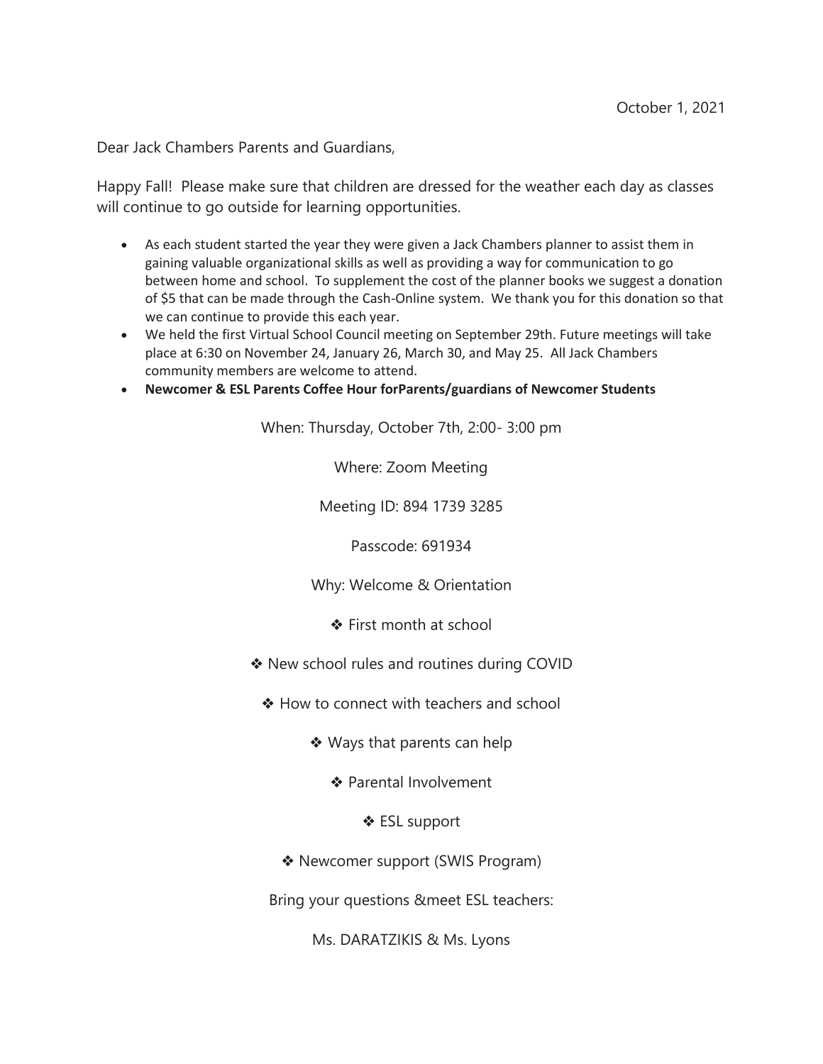October 1, 2021

Dear Jack Chambers Parents and Guardians,

Happy Fall! Please make sure that children are dressed for the weather each day as classes will continue to go outside for learning opportunities.

- As each student started the year they were given a Jack Chambers planner to assist them in gaining valuable organizational skills as well as providing a way for communication to go between home and school. To supplement the cost of the planner books we suggest a donation of $5 that can be made through the Cash-Online system. We thank you for this donation so that we can continue to provide this each year.
- We held the first Virtual School Council meeting on September 29th. Future meetings will take place at 6:30 on November 24, January 26, March 30, and May 25. All Jack Chambers community members are welcome to attend.
- **Newcomer & ESL Parents Coffee Hour forParents/guardians of Newcomer Students**

When: Thursday, October 7th, 2:00- 3:00 pm

Where: Zoom Meeting

Meeting ID: 894 1739 3285

Passcode: 691934

Why: Welcome & Orientation

❖ First month at school

❖ New school rules and routines during COVID

❖ How to connect with teachers and school

❖ Ways that parents can help

❖ Parental Involvement

❖ ESL support

❖ Newcomer support (SWIS Program)

Bring your questions &meet ESL teachers:

Ms. DARATZIKIS & Ms. Lyons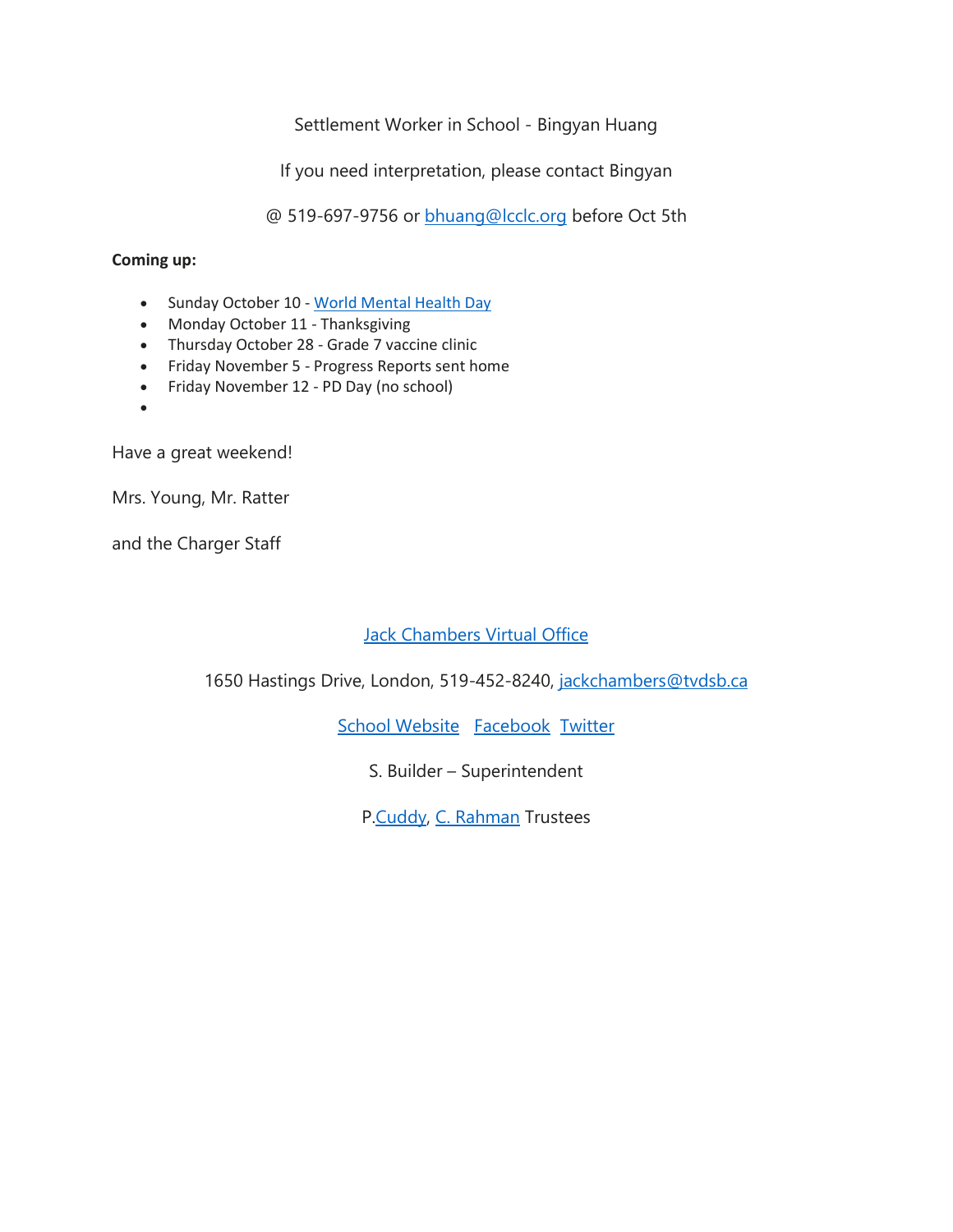Settlement Worker in School - Bingyan Huang

If you need interpretation, please contact Bingyan

@ 519-697-9756 or bhuang@lcclc.org before Oct 5th

**Coming up:**

- Sunday October 10 - World Mental Health Day
- Monday October 11 - Thanksgiving
- Thursday October 28 - Grade 7 vaccine clinic
- Friday November 5 - Progress Reports sent home
- Friday November 12 - PD Day (no school)
-

Have a great weekend!

Mrs. Young, Mr. Ratter

and the Charger Staff

Jack Chambers Virtual Office

1650 Hastings Drive, London, 519-452-8240, jackchambers@tvdsb.ca

School Website Facebook Twitter

S. Builder – Superintendent

P.Cuddy, C. Rahman Trustees